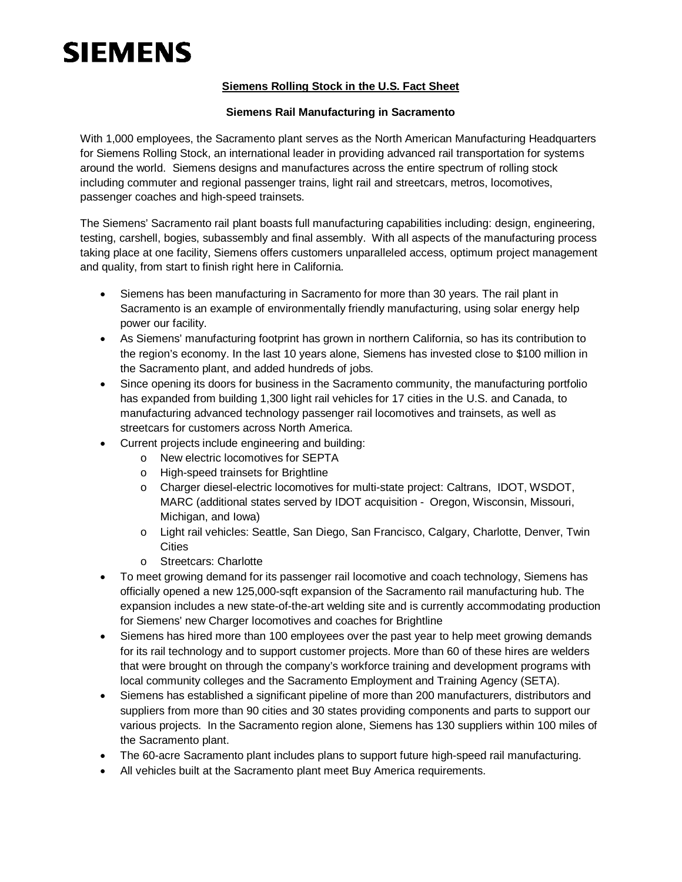**SIEMENS**

## Siemens Rolling Stock in the U.S. Fact Sheet

### Siemens Rail Manufacturing in Sacramento

With 1,000 employees, the Sacramento plant serves as the North American Manufacturing Headquarters for Siemens Rolling Stock, an international leader in providing advanced rail transportation for systems around the world. Siemens designs and manufactures across the entire spectrum of rolling stock including commuter and regional passenger trains, light rail and streetcars, metros, locomotives, passenger coaches and high-speed trainsets.

The Siemens' Sacramento rail plant boasts full manufacturing capabilities including: design, engineering, testing, carshell, bogies, subassembly and final assembly. With all aspects of the manufacturing process taking place at one facility, Siemens offers customers unparalleled access, optimum project management and quality, from start to finish right here in California.

- Siemens has been manufacturing in Sacramento for more than 30 years. The rail plant in Sacramento is an example of environmentally friendly manufacturing, using solar energy help power our facility.
- As Siemens' manufacturing footprint has grown in northern California, so has its contribution to the region's economy. In the last 10 years alone, Siemens has invested close to $100 million in the Sacramento plant, and added hundreds of jobs.
- Since opening its doors for business in the Sacramento community, the manufacturing portfolio has expanded from building 1,300 light rail vehicles for 17 cities in the U.S. and Canada, to manufacturing advanced technology passenger rail locomotives and trainsets, as well as streetcars for customers across North America.
- Current projects include engineering and building:
    - New electric locomotives for SEPTA
    - High-speed trainsets for Brightline
    - Charger diesel-electric locomotives for multi-state project: Caltrans, IDOT, WSDOT, MARC (additional states served by IDOT acquisition - Oregon, Wisconsin, Missouri, Michigan, and Iowa)
    - Light rail vehicles: Seattle, San Diego, San Francisco, Calgary, Charlotte, Denver, Twin Cities
    - Streetcars: Charlotte
- To meet growing demand for its passenger rail locomotive and coach technology, Siemens has officially opened a new 125,000-sqft expansion of the Sacramento rail manufacturing hub. The expansion includes a new state-of-the-art welding site and is currently accommodating production for Siemens' new Charger locomotives and coaches for Brightline
- Siemens has hired more than 100 employees over the past year to help meet growing demands for its rail technology and to support customer projects. More than 60 of these hires are welders that were brought on through the company's workforce training and development programs with local community colleges and the Sacramento Employment and Training Agency (SETA).
- Siemens has established a significant pipeline of more than 200 manufacturers, distributors and suppliers from more than 90 cities and 30 states providing components and parts to support our various projects. In the Sacramento region alone, Siemens has 130 suppliers within 100 miles of the Sacramento plant.
- The 60-acre Sacramento plant includes plans to support future high-speed rail manufacturing.
- All vehicles built at the Sacramento plant meet Buy America requirements.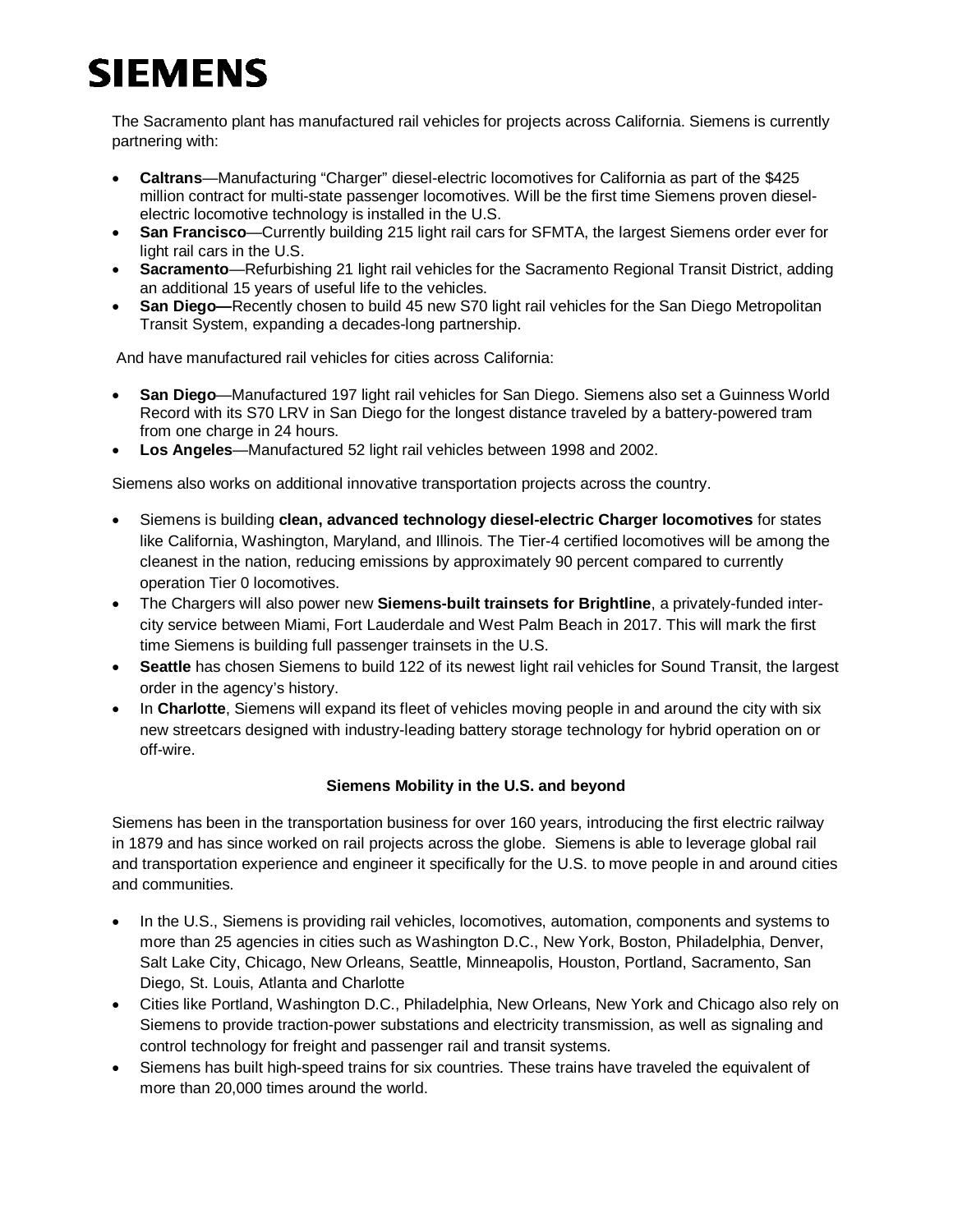# SIEMENS

The Sacramento plant has manufactured rail vehicles for projects across California. Siemens is currently partnering with:

- **Caltrans**—Manufacturing "Charger" diesel-electric locomotives for California as part of the $425 million contract for multi-state passenger locomotives. Will be the first time Siemens proven diesel-electric locomotive technology is installed in the U.S.
- **San Francisco**—Currently building 215 light rail cars for SFMTA, the largest Siemens order ever for light rail cars in the U.S.
- **Sacramento**—Refurbishing 21 light rail vehicles for the Sacramento Regional Transit District, adding an additional 15 years of useful life to the vehicles.
- **San Diego—**Recently chosen to build 45 new S70 light rail vehicles for the San Diego Metropolitan Transit System, expanding a decades-long partnership.

And have manufactured rail vehicles for cities across California:

- **San Diego**—Manufactured 197 light rail vehicles for San Diego. Siemens also set a Guinness World Record with its S70 LRV in San Diego for the longest distance traveled by a battery-powered tram from one charge in 24 hours.
- **Los Angeles**—Manufactured 52 light rail vehicles between 1998 and 2002.

Siemens also works on additional innovative transportation projects across the country.

- Siemens is building **clean, advanced technology diesel-electric Charger locomotives** for states like California, Washington, Maryland, and Illinois. The Tier-4 certified locomotives will be among the cleanest in the nation, reducing emissions by approximately 90 percent compared to currently operation Tier 0 locomotives.
- The Chargers will also power new **Siemens-built trainsets for Brightline**, a privately-funded inter-city service between Miami, Fort Lauderdale and West Palm Beach in 2017. This will mark the first time Siemens is building full passenger trainsets in the U.S.
- **Seattle** has chosen Siemens to build 122 of its newest light rail vehicles for Sound Transit, the largest order in the agency's history.
- In **Charlotte**, Siemens will expand its fleet of vehicles moving people in and around the city with six new streetcars designed with industry-leading battery storage technology for hybrid operation on or off-wire.

**Siemens Mobility in the U.S. and beyond**

Siemens has been in the transportation business for over 160 years, introducing the first electric railway in 1879 and has since worked on rail projects across the globe. Siemens is able to leverage global rail and transportation experience and engineer it specifically for the U.S. to move people in and around cities and communities.

- In the U.S., Siemens is providing rail vehicles, locomotives, automation, components and systems to more than 25 agencies in cities such as Washington D.C., New York, Boston, Philadelphia, Denver, Salt Lake City, Chicago, New Orleans, Seattle, Minneapolis, Houston, Portland, Sacramento, San Diego, St. Louis, Atlanta and Charlotte
- Cities like Portland, Washington D.C., Philadelphia, New Orleans, New York and Chicago also rely on Siemens to provide traction-power substations and electricity transmission, as well as signaling and control technology for freight and passenger rail and transit systems.
- Siemens has built high-speed trains for six countries. These trains have traveled the equivalent of more than 20,000 times around the world.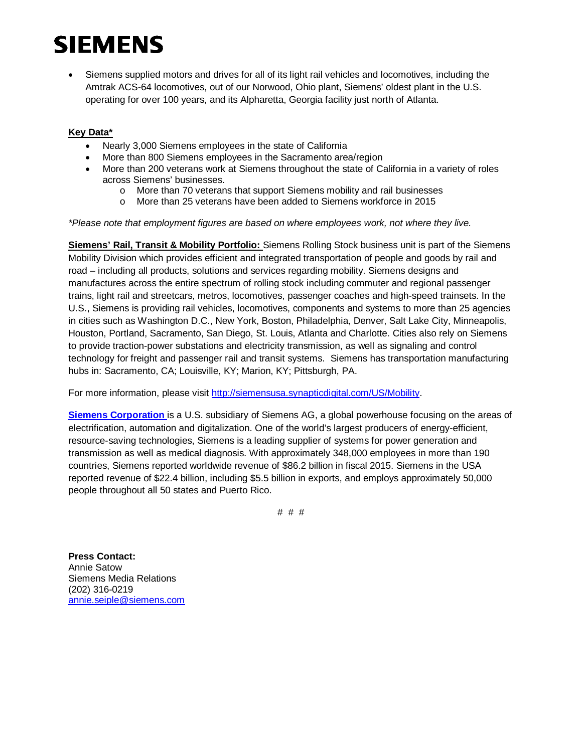- Siemens supplied motors and drives for all of its light rail vehicles and locomotives, including the Amtrak ACS-64 locomotives, out of our Norwood, Ohio plant, Siemens' oldest plant in the U.S. operating for over 100 years, and its Alpharetta, Georgia facility just north of Atlanta.

**Key Data***

- Nearly 3,000 Siemens employees in the state of California
- More than 800 Siemens employees in the Sacramento area/region
- More than 200 veterans work at Siemens throughout the state of California in a variety of roles across Siemens' businesses.
  - More than 70 veterans that support Siemens mobility and rail businesses
  - More than 25 veterans have been added to Siemens workforce in 2015

*\*Please note that employment figures are based on where employees work, not where they live.*

**Siemens' Rail, Transit & Mobility Portfolio:** Siemens Rolling Stock business unit is part of the Siemens Mobility Division which provides efficient and integrated transportation of people and goods by rail and road – including all products, solutions and services regarding mobility. Siemens designs and manufactures across the entire spectrum of rolling stock including commuter and regional passenger trains, light rail and streetcars, metros, locomotives, passenger coaches and high-speed trainsets. In the U.S., Siemens is providing rail vehicles, locomotives, components and systems to more than 25 agencies in cities such as Washington D.C., New York, Boston, Philadelphia, Denver, Salt Lake City, Minneapolis, Houston, Portland, Sacramento, San Diego, St. Louis, Atlanta and Charlotte. Cities also rely on Siemens to provide traction-power substations and electricity transmission, as well as signaling and control technology for freight and passenger rail and transit systems. Siemens has transportation manufacturing hubs in: Sacramento, CA; Louisville, KY; Marion, KY; Pittsburgh, PA.

For more information, please visit http://siemensusa.synapticdigital.com/US/Mobility.

**Siemens Corporation** is a U.S. subsidiary of Siemens AG, a global powerhouse focusing on the areas of electrification, automation and digitalization. One of the world's largest producers of energy-efficient, resource-saving technologies, Siemens is a leading supplier of systems for power generation and transmission as well as medical diagnosis. With approximately 348,000 employees in more than 190 countries, Siemens reported worldwide revenue of $86.2 billion in fiscal 2015. Siemens in the USA reported revenue of $22.4 billion, including $5.5 billion in exports, and employs approximately 50,000 people throughout all 50 states and Puerto Rico.

# # #

**Press Contact:**
Annie Satow
Siemens Media Relations
(202) 316-0219
annie.seiple@siemens.com